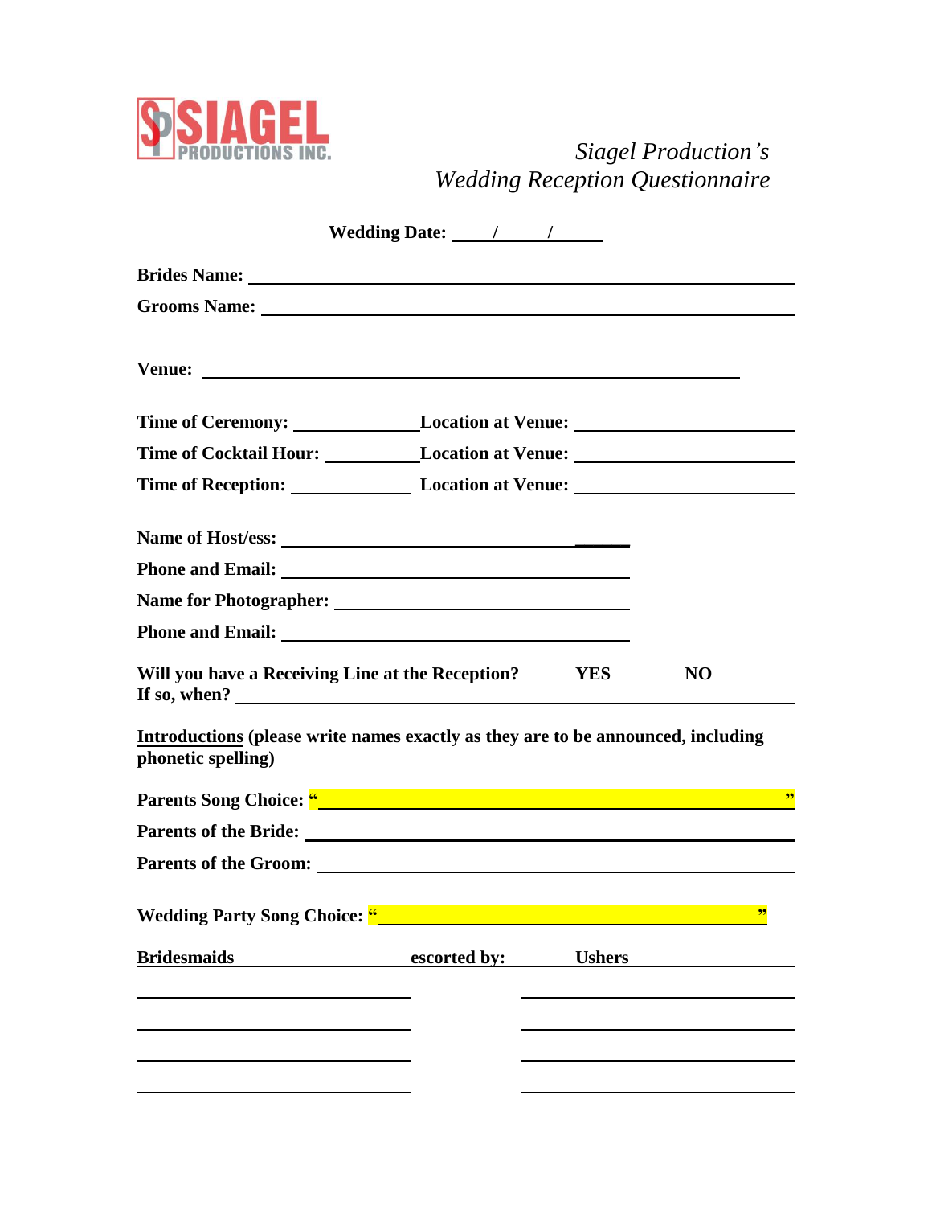SIAGEL PRODUCTIONS INC.

*Siagel Production's*
*Wedding Reception Questionnaire*

**Wedding Date:** ____/____/____

**Brides Name:** ________________________________________________

**Grooms Name:** ________________________________________________

**Venue:** ________________________________________________

**Time of Ceremony:** ____________ **Location at Venue:** ____________________

**Time of Cocktail Hour:** ____________ **Location at Venue:** ____________________

**Time of Reception:** ____________ **Location at Venue:** ____________________

**Name of Host/ess:** ________________________________

**Phone and Email:** ________________________________

**Name for Photographer:** ________________________________

**Phone and Email:** ________________________________

**Will you have a Receiving Line at the Reception?** **YES** **NO**
**If so, when?** ________________________________________________

**Introductions (please write names exactly as they are to be announced, including phonetic spelling)**

**Parents Song Choice:** "________________________________________"

**Parents of the Bride:** ________________________________________________

**Parents of the Groom:** ________________________________________________

**Wedding Party Song Choice:** "________________________________________"

| **Bridesmaids** | **escorted by:** | **Ushers** |
|---|---|---|
| ____________________ | | ____________________ |
| ____________________ | | ____________________ |
| ____________________ | | ____________________ |
| ____________________ | | ____________________ |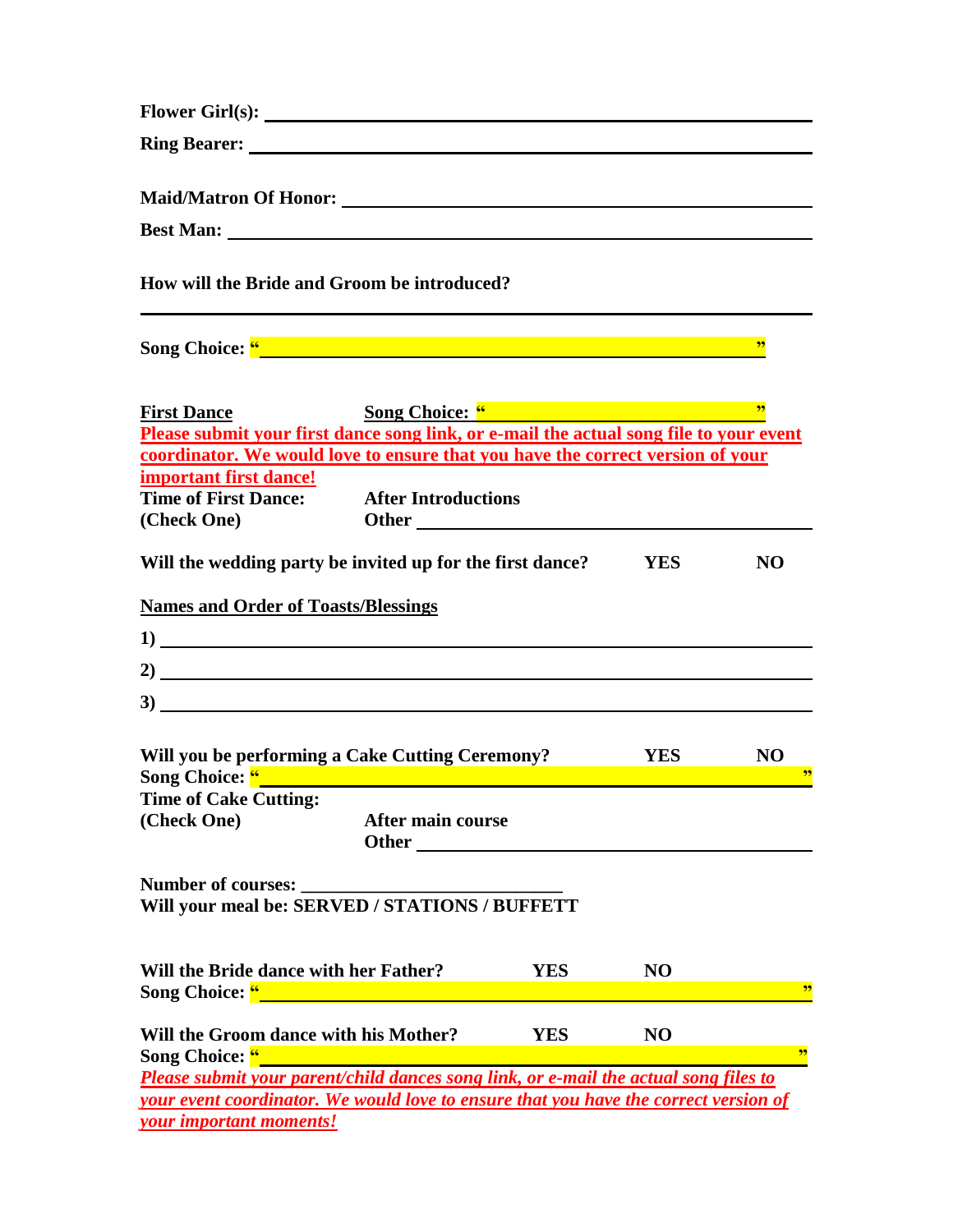**Flower Girl(s):** ______________________________________________

**Ring Bearer:** ______________________________________________

**Maid/Matron Of Honor:** ______________________________________________

**Best Man:** ______________________________________________

**How will the Bride and Groom be introduced?**

______________________________________________

**Song Choice:** "______________________________________________"

**First Dance** **Song Choice:** "______________________________"

**Please submit your first dance song link, or e-mail the actual song file to your event coordinator. We would love to ensure that you have the correct version of your important first dance!**

**Time of First Dance:** **After Introductions**
**(Check One)** **Other** ______________________________

**Will the wedding party be invited up for the first dance?** **YES** **NO**

**Names and Order of Toasts/Blessings**

**1)** ______________________________________________

**2)** ______________________________________________

**3)** ______________________________________________

**Will you be performing a Cake Cutting Ceremony?** **YES** **NO**
**Song Choice:** "______________________________________________"
**Time of Cake Cutting:**
**(Check One)** **After main course**
**Other** ______________________________

**Number of courses:** ____________________________
**Will your meal be: SERVED / STATIONS / BUFFETT**

**Will the Bride dance with her Father?** **YES** **NO**
**Song Choice:** "______________________________________________"

**Will the Groom dance with his Mother?** **YES** **NO**
**Song Choice:** "______________________________________________"
***Please submit your parent/child dances song link, or e-mail the actual song files to your event coordinator. We would love to ensure that you have the correct version of your important moments!***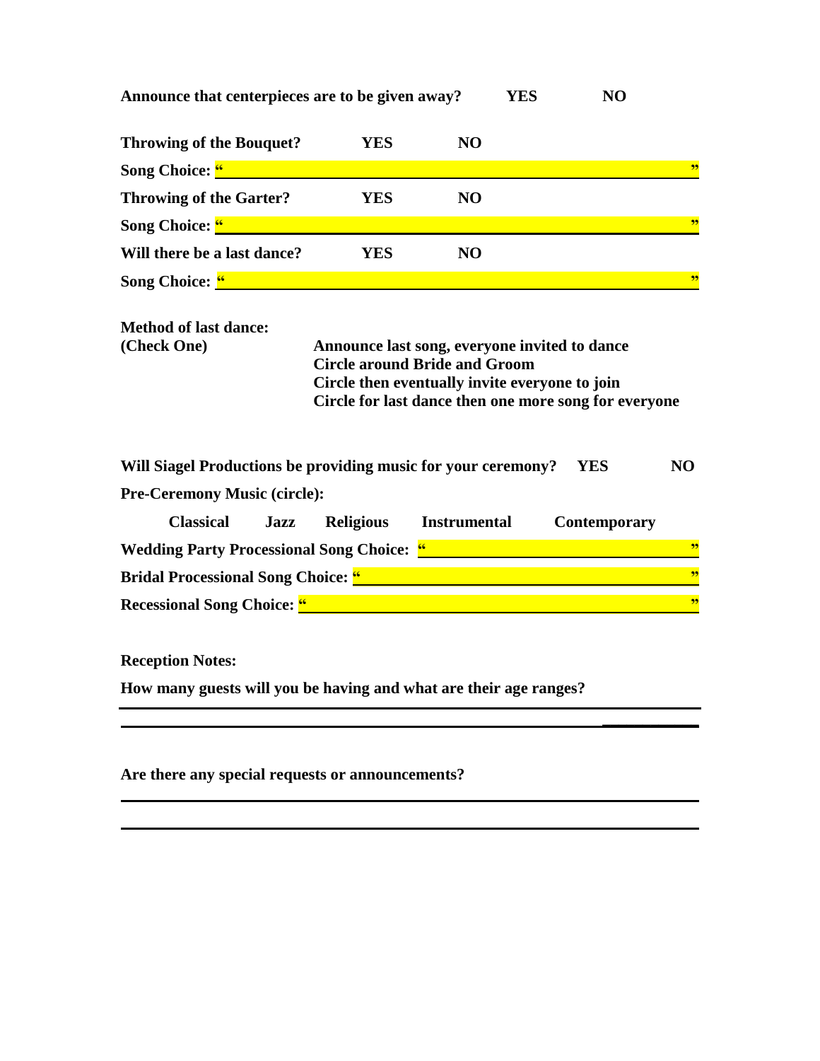**Announce that centerpieces are to be given away?** **YES** **NO**

**Throwing of the Bouquet?** **YES** **NO**

**Song Choice:** "_______________________________________________"

**Throwing of the Garter?** **YES** **NO**

**Song Choice:** "_______________________________________________"

**Will there be a last dance?** **YES** **NO**

**Song Choice:** "_______________________________________________"

**Method of last dance:**
**(Check One)**

- **Announce last song, everyone invited to dance**
- **Circle around Bride and Groom**
- **Circle then eventually invite everyone to join**
- **Circle for last dance then one more song for everyone**

**Will Siagel Productions be providing music for your ceremony?** **YES** **NO**

**Pre-Ceremony Music (circle):**

**Classical** **Jazz** **Religious** **Instrumental** **Contemporary**

**Wedding Party Processional Song Choice:** "_______________________________"

**Bridal Processional Song Choice:** "_______________________________"

**Recessional Song Choice:** "_______________________________"

**Reception Notes:**

**How many guests will you be having and what are their age ranges?**

_______________________________________________________________

_______________________________________________________________

**Are there any special requests or announcements?**

_______________________________________________________________

_______________________________________________________________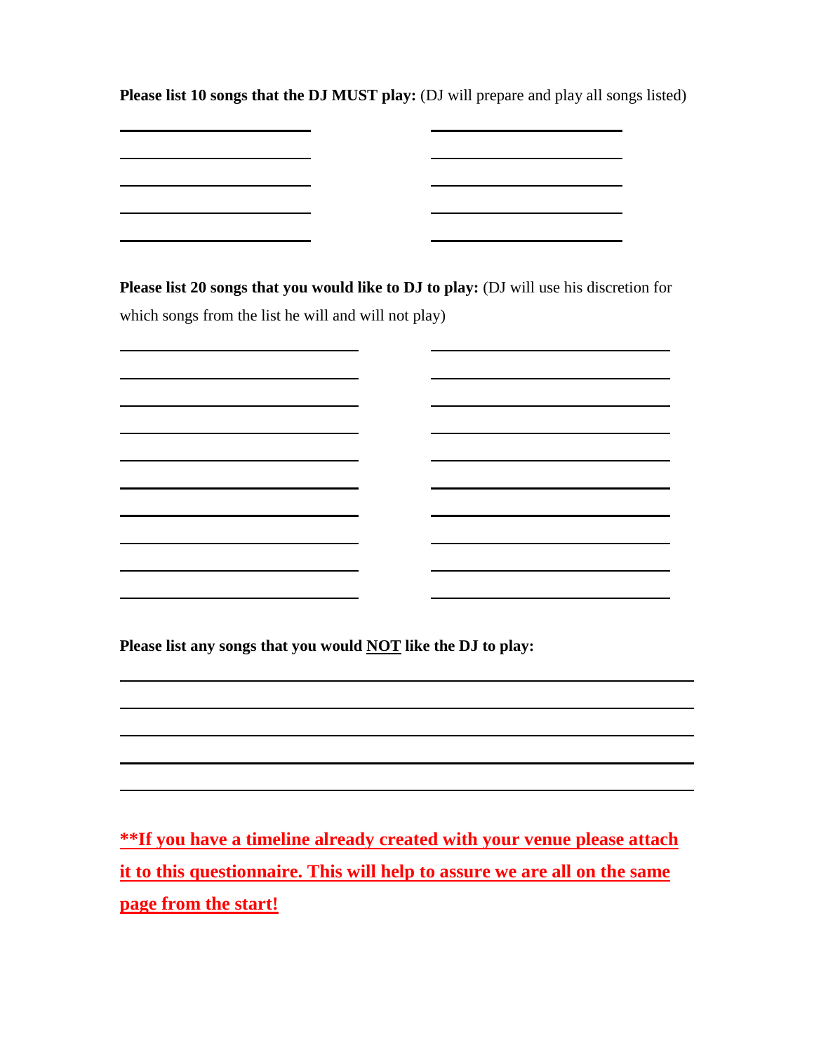**Please list 10 songs that the DJ MUST play:** (DJ will prepare and play all songs listed)

\_\_\_\_\_\_\_\_\_\_\_\_\_\_\_\_\_\_\_\_ \_\_\_\_\_\_\_\_\_\_\_\_\_\_\_\_\_\_\_\_

\_\_\_\_\_\_\_\_\_\_\_\_\_\_\_\_\_\_\_\_ \_\_\_\_\_\_\_\_\_\_\_\_\_\_\_\_\_\_\_\_

\_\_\_\_\_\_\_\_\_\_\_\_\_\_\_\_\_\_\_\_ \_\_\_\_\_\_\_\_\_\_\_\_\_\_\_\_\_\_\_\_

\_\_\_\_\_\_\_\_\_\_\_\_\_\_\_\_\_\_\_\_ \_\_\_\_\_\_\_\_\_\_\_\_\_\_\_\_\_\_\_\_

\_\_\_\_\_\_\_\_\_\_\_\_\_\_\_\_\_\_\_\_ \_\_\_\_\_\_\_\_\_\_\_\_\_\_\_\_\_\_\_\_

**Please list 20 songs that you would like to DJ to play:** (DJ will use his discretion for which songs from the list he will and will not play)

\_\_\_\_\_\_\_\_\_\_\_\_\_\_\_\_\_\_\_\_\_\_\_\_ \_\_\_\_\_\_\_\_\_\_\_\_\_\_\_\_\_\_\_\_\_\_\_\_

\_\_\_\_\_\_\_\_\_\_\_\_\_\_\_\_\_\_\_\_\_\_\_\_ \_\_\_\_\_\_\_\_\_\_\_\_\_\_\_\_\_\_\_\_\_\_\_\_

\_\_\_\_\_\_\_\_\_\_\_\_\_\_\_\_\_\_\_\_\_\_\_\_ \_\_\_\_\_\_\_\_\_\_\_\_\_\_\_\_\_\_\_\_\_\_\_\_

\_\_\_\_\_\_\_\_\_\_\_\_\_\_\_\_\_\_\_\_\_\_\_\_ \_\_\_\_\_\_\_\_\_\_\_\_\_\_\_\_\_\_\_\_\_\_\_\_

\_\_\_\_\_\_\_\_\_\_\_\_\_\_\_\_\_\_\_\_\_\_\_\_ \_\_\_\_\_\_\_\_\_\_\_\_\_\_\_\_\_\_\_\_\_\_\_\_

\_\_\_\_\_\_\_\_\_\_\_\_\_\_\_\_\_\_\_\_\_\_\_\_ \_\_\_\_\_\_\_\_\_\_\_\_\_\_\_\_\_\_\_\_\_\_\_\_

\_\_\_\_\_\_\_\_\_\_\_\_\_\_\_\_\_\_\_\_\_\_\_\_ \_\_\_\_\_\_\_\_\_\_\_\_\_\_\_\_\_\_\_\_\_\_\_\_

\_\_\_\_\_\_\_\_\_\_\_\_\_\_\_\_\_\_\_\_\_\_\_\_ \_\_\_\_\_\_\_\_\_\_\_\_\_\_\_\_\_\_\_\_\_\_\_\_

\_\_\_\_\_\_\_\_\_\_\_\_\_\_\_\_\_\_\_\_\_\_\_\_ \_\_\_\_\_\_\_\_\_\_\_\_\_\_\_\_\_\_\_\_\_\_\_\_

\_\_\_\_\_\_\_\_\_\_\_\_\_\_\_\_\_\_\_\_\_\_\_\_ \_\_\_\_\_\_\_\_\_\_\_\_\_\_\_\_\_\_\_\_\_\_\_\_

**Please list any songs that you would <u>NOT</u> like the DJ to play:**

\_\_\_\_\_\_\_\_\_\_\_\_\_\_\_\_\_\_\_\_\_\_\_\_\_\_\_\_\_\_\_\_\_\_\_\_\_\_\_\_\_\_\_\_\_\_\_\_\_\_\_\_\_\_\_\_\_\_

\_\_\_\_\_\_\_\_\_\_\_\_\_\_\_\_\_\_\_\_\_\_\_\_\_\_\_\_\_\_\_\_\_\_\_\_\_\_\_\_\_\_\_\_\_\_\_\_\_\_\_\_\_\_\_\_\_\_

\_\_\_\_\_\_\_\_\_\_\_\_\_\_\_\_\_\_\_\_\_\_\_\_\_\_\_\_\_\_\_\_\_\_\_\_\_\_\_\_\_\_\_\_\_\_\_\_\_\_\_\_\_\_\_\_\_\_

\_\_\_\_\_\_\_\_\_\_\_\_\_\_\_\_\_\_\_\_\_\_\_\_\_\_\_\_\_\_\_\_\_\_\_\_\_\_\_\_\_\_\_\_\_\_\_\_\_\_\_\_\_\_\_\_\_\_

\_\_\_\_\_\_\_\_\_\_\_\_\_\_\_\_\_\_\_\_\_\_\_\_\_\_\_\_\_\_\_\_\_\_\_\_\_\_\_\_\_\_\_\_\_\_\_\_\_\_\_\_\_\_\_\_\_\_

**<u>**If you have a timeline already created with your venue please attach it to this questionnaire. This will help to assure we are all on the same page from the start!</u>**